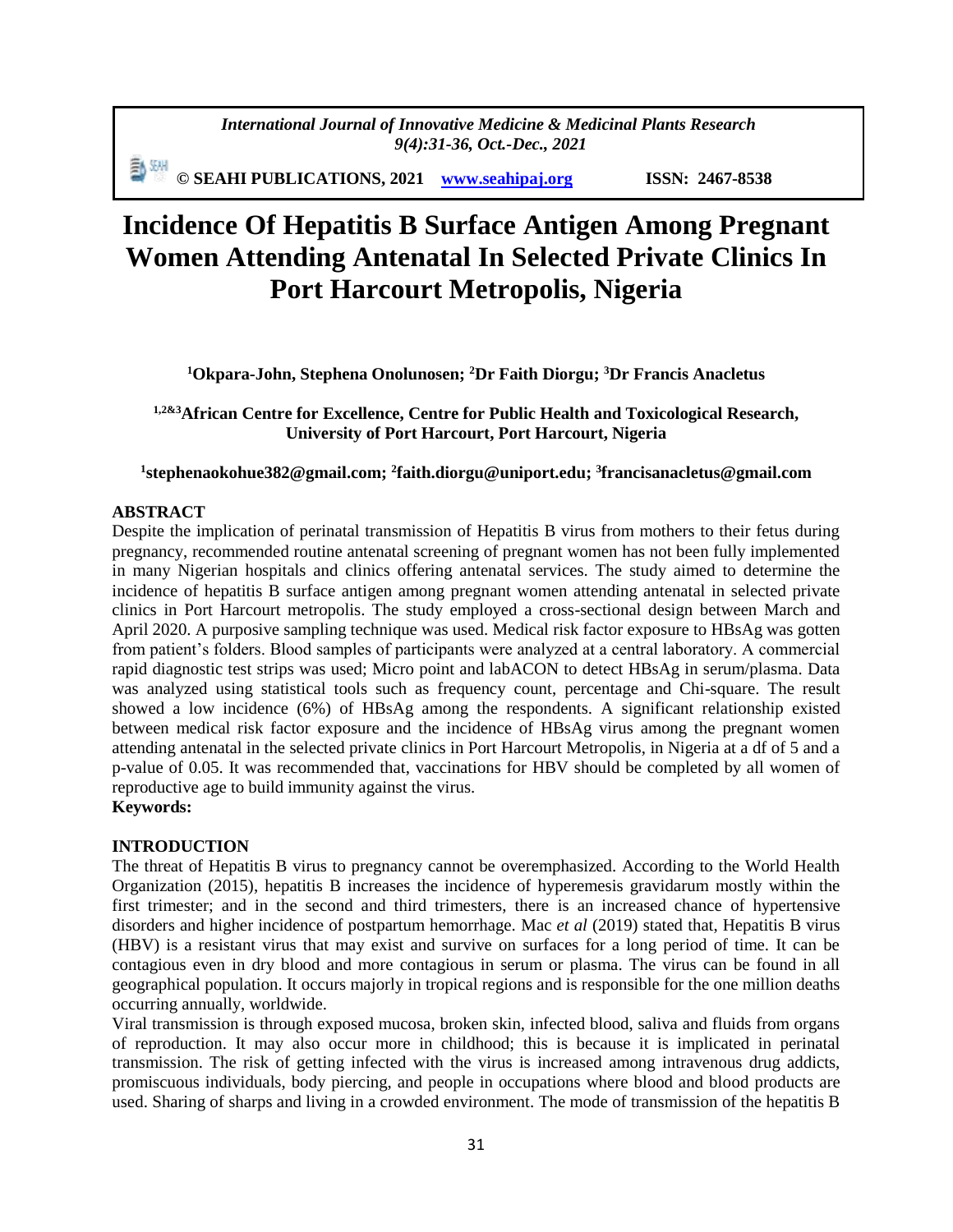# Incidence Of Hepatitis B Surface Antigen Among Pregnant Women Attending Antenatal In Selected Private Clinics In Port Harcourt Metropolis, Nigeria

**[1]Okpara-John, Stephena Onolunosen; [2]Dr Faith Diorgu; [3]Dr Francis Anacletus**

**[1,2&3]African Centre for Excellence, Centre for Public Health and Toxicological Research, University of Port Harcourt, Port Harcourt, Nigeria**

**[1]stephenaokohue382@gmail.com; [2]faith.diorgu@uniport.edu; [3]francisanacletus@gmail.com**

## ABSTRACT

Despite the implication of perinatal transmission of Hepatitis B virus from mothers to their fetus during pregnancy, recommended routine antenatal screening of pregnant women has not been fully implemented in many Nigerian hospitals and clinics offering antenatal services. The study aimed to determine the incidence of hepatitis B surface antigen among pregnant women attending antenatal in selected private clinics in Port Harcourt metropolis. The study employed a cross-sectional design between March and April 2020. A purposive sampling technique was used. Medical risk factor exposure to HBsAg was gotten from patient's folders. Blood samples of participants were analyzed at a central laboratory. A commercial rapid diagnostic test strips was used; Micro point and labACON to detect HBsAg in serum/plasma. Data was analyzed using statistical tools such as frequency count, percentage and Chi-square. The result showed a low incidence (6%) of HBsAg among the respondents. A significant relationship existed between medical risk factor exposure and the incidence of HBsAg virus among the pregnant women attending antenatal in the selected private clinics in Port Harcourt Metropolis, in Nigeria at a df of 5 and a p-value of 0.05. It was recommended that, vaccinations for HBV should be completed by all women of reproductive age to build immunity against the virus.

**Keywords:**

## INTRODUCTION

The threat of Hepatitis B virus to pregnancy cannot be overemphasized. According to the World Health Organization (2015), hepatitis B increases the incidence of hyperemesis gravidarum mostly within the first trimester; and in the second and third trimesters, there is an increased chance of hypertensive disorders and higher incidence of postpartum hemorrhage. Mac *et al* (2019) stated that, Hepatitis B virus (HBV) is a resistant virus that may exist and survive on surfaces for a long period of time. It can be contagious even in dry blood and more contagious in serum or plasma. The virus can be found in all geographical population. It occurs majorly in tropical regions and is responsible for the one million deaths occurring annually, worldwide.

Viral transmission is through exposed mucosa, broken skin, infected blood, saliva and fluids from organs of reproduction. It may also occur more in childhood; this is because it is implicated in perinatal transmission. The risk of getting infected with the virus is increased among intravenous drug addicts, promiscuous individuals, body piercing, and people in occupations where blood and blood products are used. Sharing of sharps and living in a crowded environment. The mode of transmission of the hepatitis B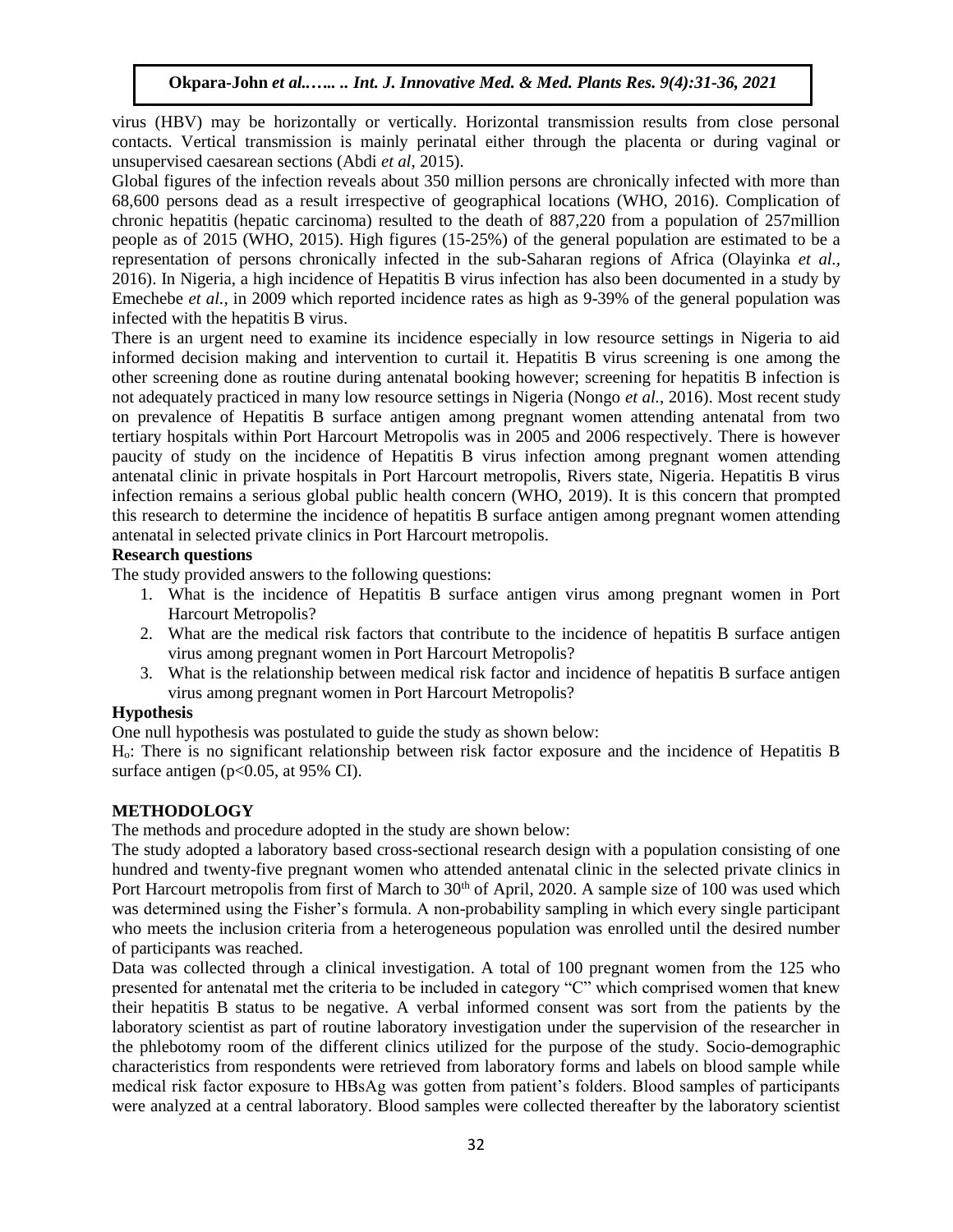virus (HBV) may be horizontally or vertically. Horizontal transmission results from close personal contacts. Vertical transmission is mainly perinatal either through the placenta or during vaginal or unsupervised caesarean sections (Abdi *et al*, 2015).

Global figures of the infection reveals about 350 million persons are chronically infected with more than 68,600 persons dead as a result irrespective of geographical locations (WHO, 2016). Complication of chronic hepatitis (hepatic carcinoma) resulted to the death of 887,220 from a population of 257million people as of 2015 (WHO, 2015). High figures (15-25%) of the general population are estimated to be a representation of persons chronically infected in the sub-Saharan regions of Africa (Olayinka *et al.,* 2016). In Nigeria, a high incidence of Hepatitis B virus infection has also been documented in a study by Emechebe *et al.,* in 2009 which reported incidence rates as high as 9-39% of the general population was infected with the hepatitis B virus.

There is an urgent need to examine its incidence especially in low resource settings in Nigeria to aid informed decision making and intervention to curtail it. Hepatitis B virus screening is one among the other screening done as routine during antenatal booking however; screening for hepatitis B infection is not adequately practiced in many low resource settings in Nigeria (Nongo *et al.,* 2016). Most recent study on prevalence of Hepatitis B surface antigen among pregnant women attending antenatal from two tertiary hospitals within Port Harcourt Metropolis was in 2005 and 2006 respectively. There is however paucity of study on the incidence of Hepatitis B virus infection among pregnant women attending antenatal clinic in private hospitals in Port Harcourt metropolis, Rivers state, Nigeria. Hepatitis B virus infection remains a serious global public health concern (WHO, 2019). It is this concern that prompted this research to determine the incidence of hepatitis B surface antigen among pregnant women attending antenatal in selected private clinics in Port Harcourt metropolis.

**Research questions**

The study provided answers to the following questions:

1. What is the incidence of Hepatitis B surface antigen virus among pregnant women in Port Harcourt Metropolis?
2. What are the medical risk factors that contribute to the incidence of hepatitis B surface antigen virus among pregnant women in Port Harcourt Metropolis?
3. What is the relationship between medical risk factor and incidence of hepatitis B surface antigen virus among pregnant women in Port Harcourt Metropolis?

**Hypothesis**

One null hypothesis was postulated to guide the study as shown below:

$H_o$: There is no significant relationship between risk factor exposure and the incidence of Hepatitis B surface antigen ($p<0.05$, at 95% CI).

## METHODOLOGY

The methods and procedure adopted in the study are shown below:

The study adopted a laboratory based cross-sectional research design with a population consisting of one hundred and twenty-five pregnant women who attended antenatal clinic in the selected private clinics in Port Harcourt metropolis from first of March to 30th of April, 2020. A sample size of 100 was used which was determined using the Fisher's formula. A non-probability sampling in which every single participant who meets the inclusion criteria from a heterogeneous population was enrolled until the desired number of participants was reached.

Data was collected through a clinical investigation. A total of 100 pregnant women from the 125 who presented for antenatal met the criteria to be included in category "C" which comprised women that knew their hepatitis B status to be negative. A verbal informed consent was sort from the patients by the laboratory scientist as part of routine laboratory investigation under the supervision of the researcher in the phlebotomy room of the different clinics utilized for the purpose of the study. Socio-demographic characteristics from respondents were retrieved from laboratory forms and labels on blood sample while medical risk factor exposure to HBsAg was gotten from patient's folders. Blood samples of participants were analyzed at a central laboratory. Blood samples were collected thereafter by the laboratory scientist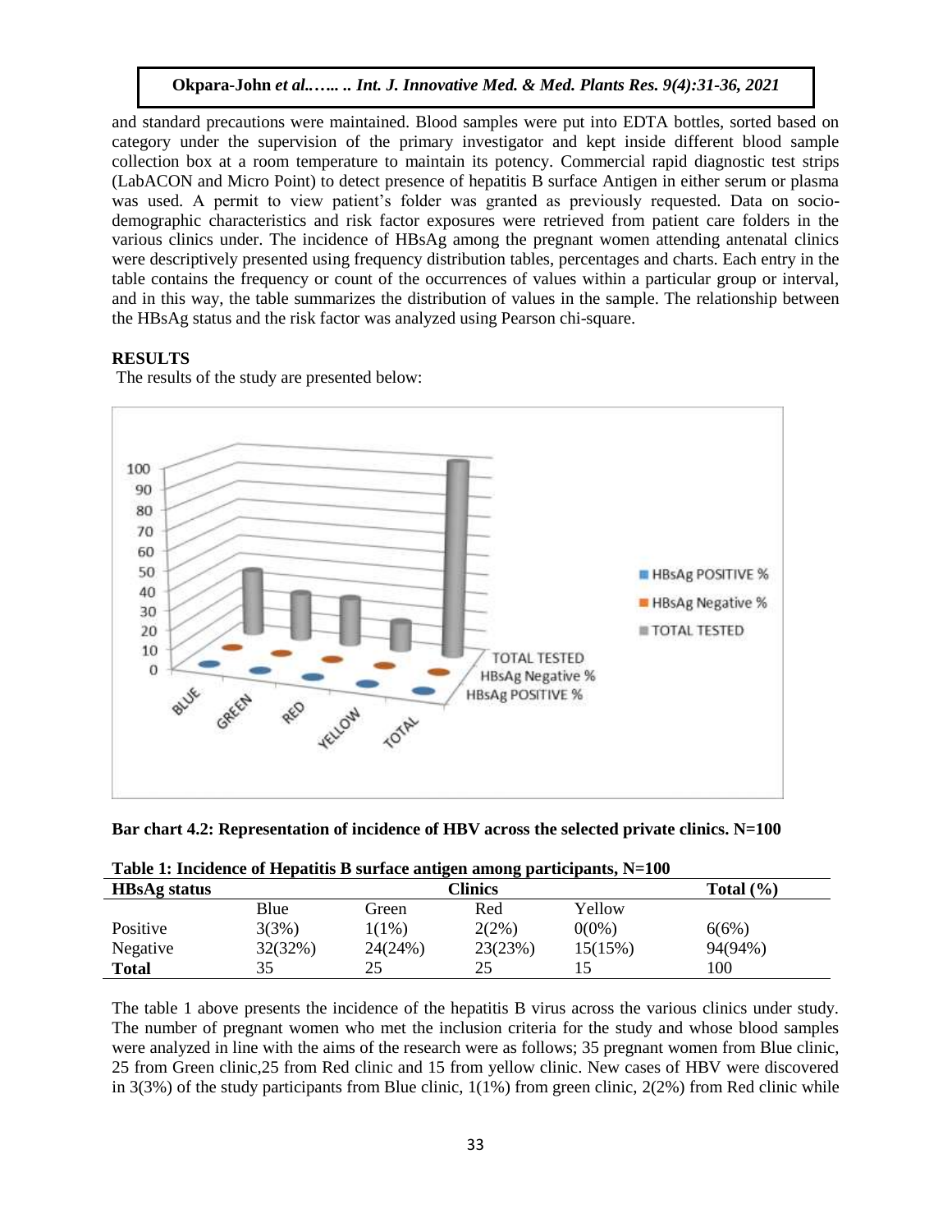and standard precautions were maintained. Blood samples were put into EDTA bottles, sorted based on category under the supervision of the primary investigator and kept inside different blood sample collection box at a room temperature to maintain its potency. Commercial rapid diagnostic test strips (LabACON and Micro Point) to detect presence of hepatitis B surface Antigen in either serum or plasma was used. A permit to view patient's folder was granted as previously requested. Data on socio-demographic characteristics and risk factor exposures were retrieved from patient care folders in the various clinics under. The incidence of HBsAg among the pregnant women attending antenatal clinics were descriptively presented using frequency distribution tables, percentages and charts. Each entry in the table contains the frequency or count of the occurrences of values within a particular group or interval, and in this way, the table summarizes the distribution of values in the sample. The relationship between the HBsAg status and the risk factor was analyzed using Pearson chi-square.

## RESULTS

The results of the study are presented below:

**Bar chart 4.2: Representation of incidence of HBV across the selected private clinics. N=100**

**Table 1: Incidence of Hepatitis B surface antigen among participants, N=100**

| HBsAg status | Clinics | | | | Total (%) |
|---|---|---|---|---|---|
| | Blue | Green | Red | Yellow | |
| Positive | 3(3%) | 1(1%) | 2(2%) | 0(0%) | 6(6%) |
| Negative | 32(32%) | 24(24%) | 23(23%) | 15(15%) | 94(94%) |
| **Total** | 35 | 25 | 25 | 15 | 100 |

The table 1 above presents the incidence of the hepatitis B virus across the various clinics under study. The number of pregnant women who met the inclusion criteria for the study and whose blood samples were analyzed in line with the aims of the research were as follows; 35 pregnant women from Blue clinic, 25 from Green clinic,25 from Red clinic and 15 from yellow clinic. New cases of HBV were discovered in 3(3%) of the study participants from Blue clinic, 1(1%) from green clinic, 2(2%) from Red clinic while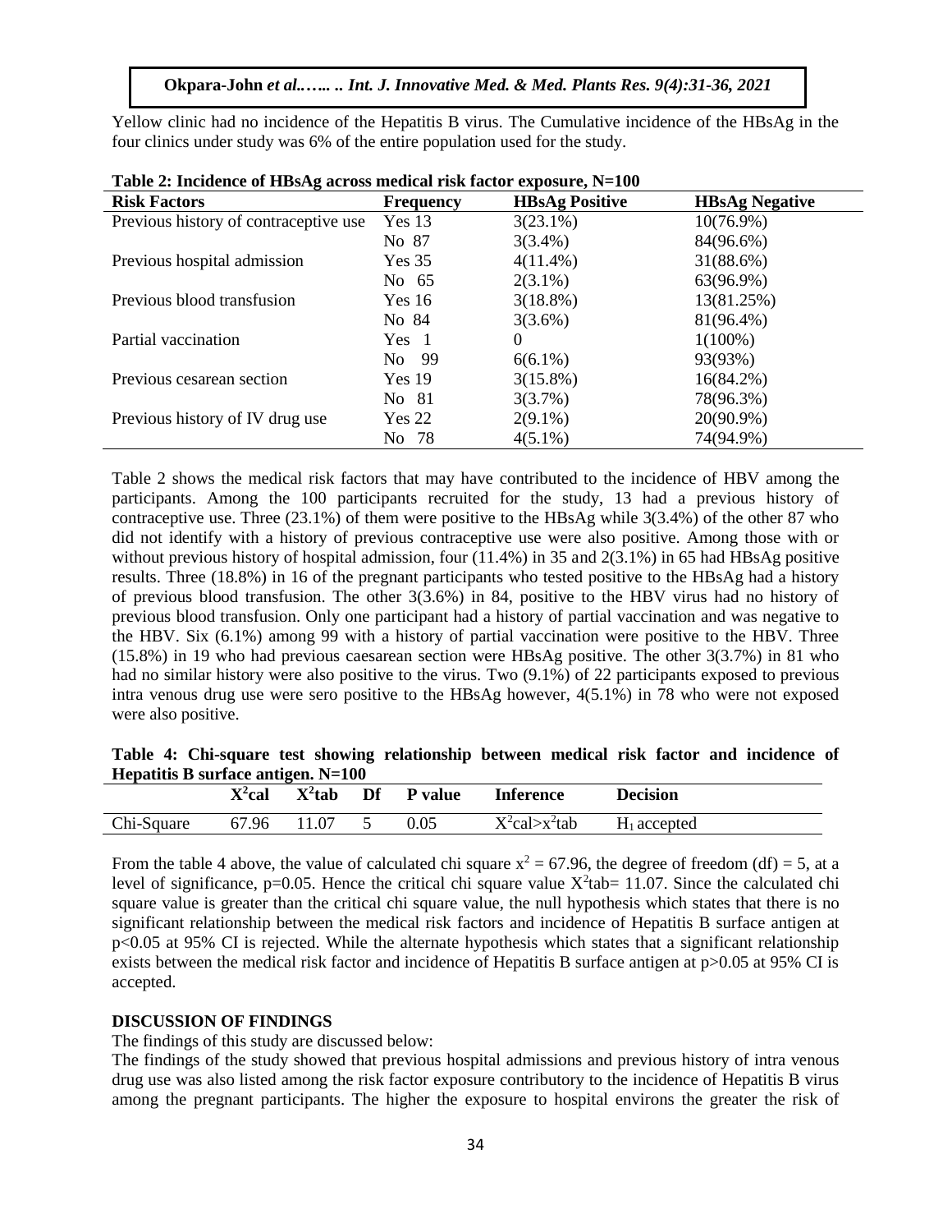Yellow clinic had no incidence of the Hepatitis B virus. The Cumulative incidence of the HBsAg in the four clinics under study was 6% of the entire population used for the study.

**Table 2: Incidence of HBsAg across medical risk factor exposure, N=100**

| Risk Factors | Frequency | HBsAg Positive | HBsAg Negative |
|---|---|---|---|
| Previous history of contraceptive use | Yes 13 | 3(23.1%) | 10(76.9%) |
| | No 87 | 3(3.4%) | 84(96.6%) |
| Previous hospital admission | Yes 35 | 4(11.4%) | 31(88.6%) |
| | No 65 | 2(3.1%) | 63(96.9%) |
| Previous blood transfusion | Yes 16 | 3(18.8%) | 13(81.25%) |
| | No 84 | 3(3.6%) | 81(96.4%) |
| Partial vaccination | Yes 1 | 0 | 1(100%) |
| | No 99 | 6(6.1%) | 93(93%) |
| Previous cesarean section | Yes 19 | 3(15.8%) | 16(84.2%) |
| | No 81 | 3(3.7%) | 78(96.3%) |
| Previous history of IV drug use | Yes 22 | 2(9.1%) | 20(90.9%) |
| | No 78 | 4(5.1%) | 74(94.9%) |

Table 2 shows the medical risk factors that may have contributed to the incidence of HBV among the participants. Among the 100 participants recruited for the study, 13 had a previous history of contraceptive use. Three (23.1%) of them were positive to the HBsAg while 3(3.4%) of the other 87 who did not identify with a history of previous contraceptive use were also positive. Among those with or without previous history of hospital admission, four (11.4%) in 35 and 2(3.1%) in 65 had HBsAg positive results. Three (18.8%) in 16 of the pregnant participants who tested positive to the HBsAg had a history of previous blood transfusion. The other 3(3.6%) in 84, positive to the HBV virus had no history of previous blood transfusion. Only one participant had a history of partial vaccination and was negative to the HBV. Six (6.1%) among 99 with a history of partial vaccination were positive to the HBV. Three (15.8%) in 19 who had previous caesarean section were HBsAg positive. The other 3(3.7%) in 81 who had no similar history were also positive to the virus. Two (9.1%) of 22 participants exposed to previous intra venous drug use were sero positive to the HBsAg however, 4(5.1%) in 78 who were not exposed were also positive.

**Table 4: Chi-square test showing relationship between medical risk factor and incidence of Hepatitis B surface antigen. N=100**

| | $X^2$cal | $X^2$tab | Df | P value | Inference | Decision |
|---|---|---|---|---|---|---|
| Chi-Square | 67.96 | 11.07 | 5 | 0.05 | $X^2cal > x^2tab$ | $H_1$ accepted |

From the table 4 above, the value of calculated chi square $x^2 = 67.96$, the degree of freedom (df) = 5, at a level of significance, p=0.05. Hence the critical chi square value $X^2$tab= 11.07. Since the calculated chi square value is greater than the critical chi square value, the null hypothesis which states that there is no significant relationship between the medical risk factors and incidence of Hepatitis B surface antigen at $p<0.05$ at 95% CI is rejected. While the alternate hypothesis which states that a significant relationship exists between the medical risk factor and incidence of Hepatitis B surface antigen at $p>0.05$ at 95% CI is accepted.

## DISCUSSION OF FINDINGS

The findings of this study are discussed below:

The findings of the study showed that previous hospital admissions and previous history of intra venous drug use was also listed among the risk factor exposure contributory to the incidence of Hepatitis B virus among the pregnant participants. The higher the exposure to hospital environs the greater the risk of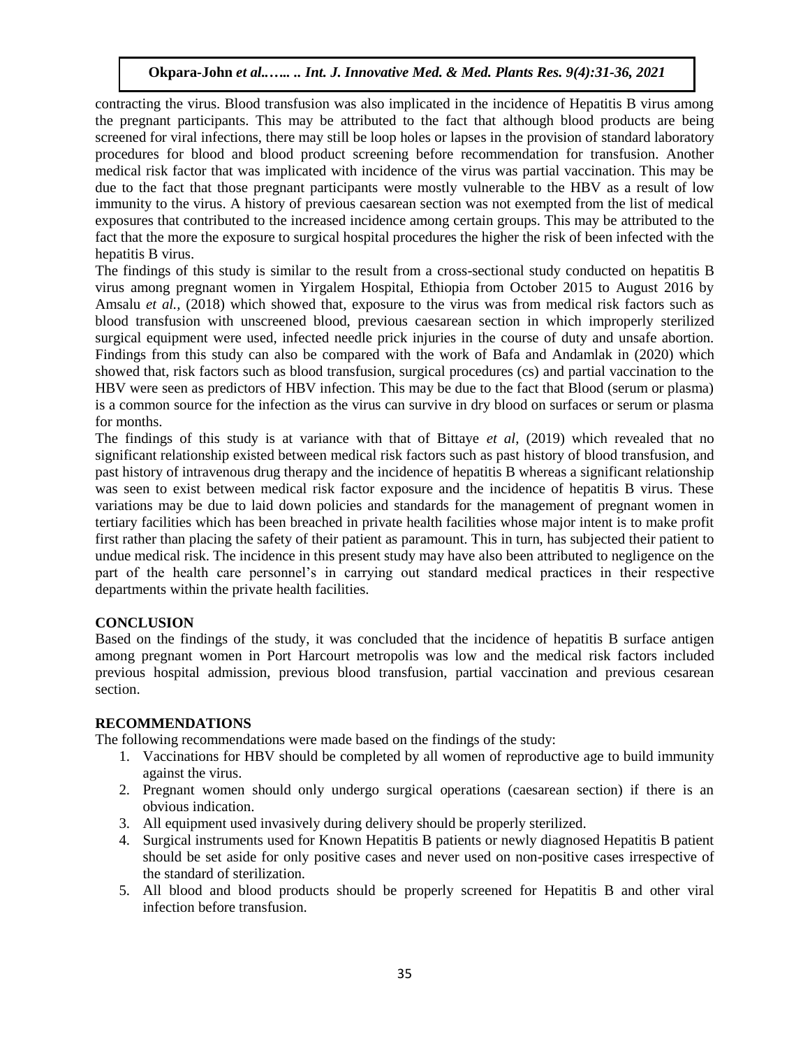contracting the virus. Blood transfusion was also implicated in the incidence of Hepatitis B virus among the pregnant participants. This may be attributed to the fact that although blood products are being screened for viral infections, there may still be loop holes or lapses in the provision of standard laboratory procedures for blood and blood product screening before recommendation for transfusion. Another medical risk factor that was implicated with incidence of the virus was partial vaccination. This may be due to the fact that those pregnant participants were mostly vulnerable to the HBV as a result of low immunity to the virus. A history of previous caesarean section was not exempted from the list of medical exposures that contributed to the increased incidence among certain groups. This may be attributed to the fact that the more the exposure to surgical hospital procedures the higher the risk of been infected with the hepatitis B virus.

The findings of this study is similar to the result from a cross-sectional study conducted on hepatitis B virus among pregnant women in Yirgalem Hospital, Ethiopia from October 2015 to August 2016 by Amsalu *et al.,* (2018) which showed that, exposure to the virus was from medical risk factors such as blood transfusion with unscreened blood, previous caesarean section in which improperly sterilized surgical equipment were used, infected needle prick injuries in the course of duty and unsafe abortion. Findings from this study can also be compared with the work of Bafa and Andamlak in (2020) which showed that, risk factors such as blood transfusion, surgical procedures (cs) and partial vaccination to the HBV were seen as predictors of HBV infection. This may be due to the fact that Blood (serum or plasma) is a common source for the infection as the virus can survive in dry blood on surfaces or serum or plasma for months.

The findings of this study is at variance with that of Bittaye *et al*, (2019) which revealed that no significant relationship existed between medical risk factors such as past history of blood transfusion, and past history of intravenous drug therapy and the incidence of hepatitis B whereas a significant relationship was seen to exist between medical risk factor exposure and the incidence of hepatitis B virus. These variations may be due to laid down policies and standards for the management of pregnant women in tertiary facilities which has been breached in private health facilities whose major intent is to make profit first rather than placing the safety of their patient as paramount. This in turn, has subjected their patient to undue medical risk. The incidence in this present study may have also been attributed to negligence on the part of the health care personnel's in carrying out standard medical practices in their respective departments within the private health facilities.

## CONCLUSION

Based on the findings of the study, it was concluded that the incidence of hepatitis B surface antigen among pregnant women in Port Harcourt metropolis was low and the medical risk factors included previous hospital admission, previous blood transfusion, partial vaccination and previous cesarean section.

## RECOMMENDATIONS

The following recommendations were made based on the findings of the study:

1. Vaccinations for HBV should be completed by all women of reproductive age to build immunity against the virus.
2. Pregnant women should only undergo surgical operations (caesarean section) if there is an obvious indication.
3. All equipment used invasively during delivery should be properly sterilized.
4. Surgical instruments used for Known Hepatitis B patients or newly diagnosed Hepatitis B patient should be set aside for only positive cases and never used on non-positive cases irrespective of the standard of sterilization.
5. All blood and blood products should be properly screened for Hepatitis B and other viral infection before transfusion.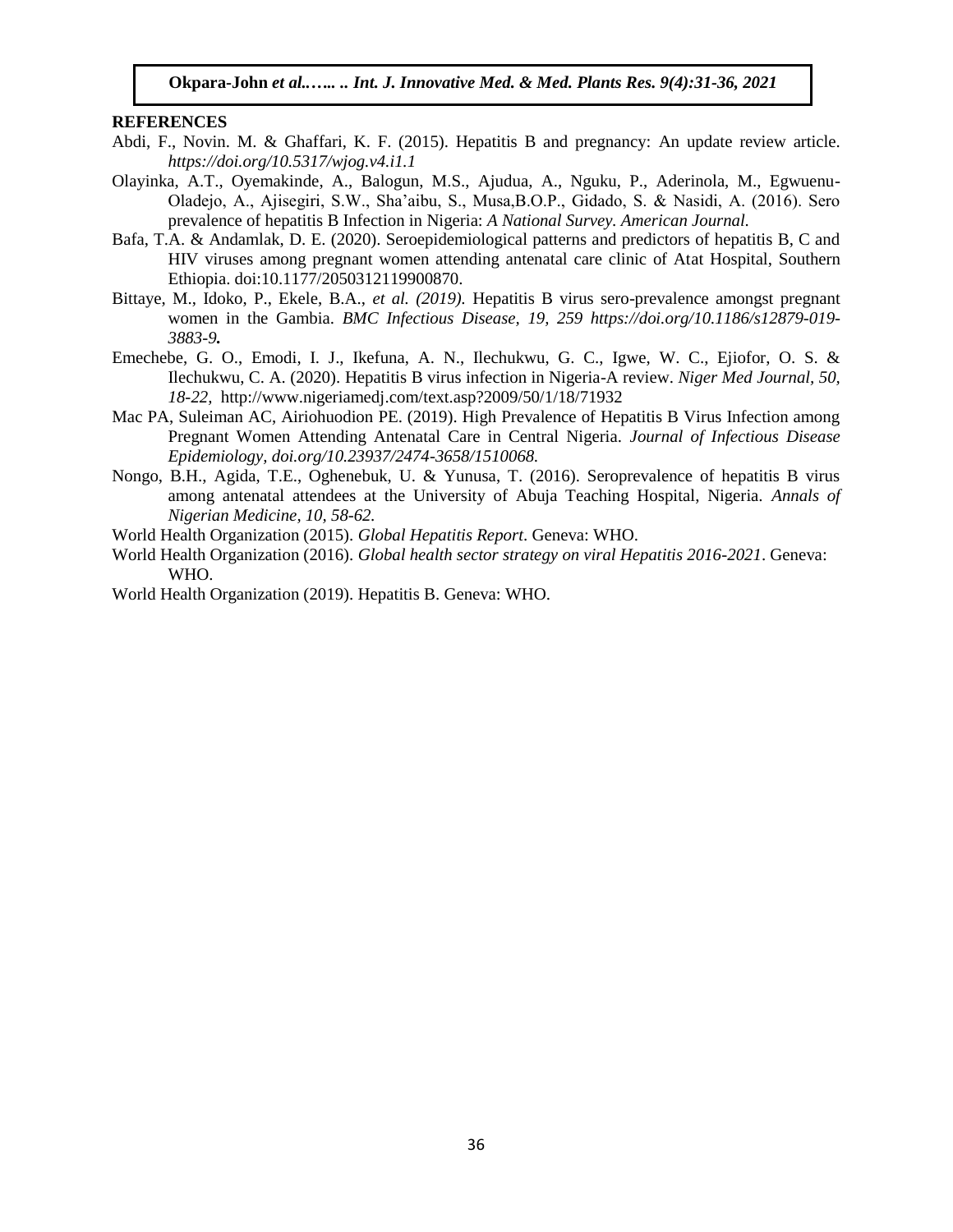**REFERENCES**

Abdi, F., Novin. M. & Ghaffari, K. F. (2015). Hepatitis B and pregnancy: An update review article. *https://doi.org/10.5317/wjog.v4.i1.1*

Olayinka, A.T., Oyemakinde, A., Balogun, M.S., Ajudua, A., Nguku, P., Aderinola, M., Egwuenu-Oladejo, A., Ajisegiri, S.W., Sha'aibu, S., Musa,B.O.P., Gidado, S. & Nasidi, A. (2016). Sero prevalence of hepatitis B Infection in Nigeria: *A National Survey. American Journal*.

Bafa, T.A. & Andamlak, D. E. (2020). Seroepidemiological patterns and predictors of hepatitis B, C and HIV viruses among pregnant women attending antenatal care clinic of Atat Hospital, Southern Ethiopia. doi:10.1177/2050312119900870.

Bittaye, M., Idoko, P., Ekele, B.A., *et al. (2019).* Hepatitis B virus sero-prevalence amongst pregnant women in the Gambia. *BMC Infectious Disease, 19, 259 https://doi.org/10.1186/s12879-019-3883-9.*

Emechebe, G. O., Emodi, I. J., Ikefuna, A. N., Ilechukwu, G. C., Igwe, W. C., Ejiofor, O. S. & Ilechukwu, C. A. (2020). Hepatitis B virus infection in Nigeria-A review. *Niger Med Journal*, *50, 18-22*, http://www.nigeriamedj.com/text.asp?2009/50/1/18/71932

Mac PA, Suleiman AC, Airiohuodion PE. (2019). High Prevalence of Hepatitis B Virus Infection among Pregnant Women Attending Antenatal Care in Central Nigeria. *Journal of Infectious Disease Epidemiology, doi.org/10.23937/2474-3658/1510068.*

Nongo, B.H., Agida, T.E., Oghenebuk, U. & Yunusa, T. (2016). Seroprevalence of hepatitis B virus among antenatal attendees at the University of Abuja Teaching Hospital, Nigeria. *Annals of Nigerian Medicine, 10, 58-62.*

World Health Organization (2015). *Global Hepatitis Report*. Geneva: WHO.

World Health Organization (2016). *Global health sector strategy on viral Hepatitis 2016-2021*. Geneva: WHO.

World Health Organization (2019). Hepatitis B. Geneva: WHO.